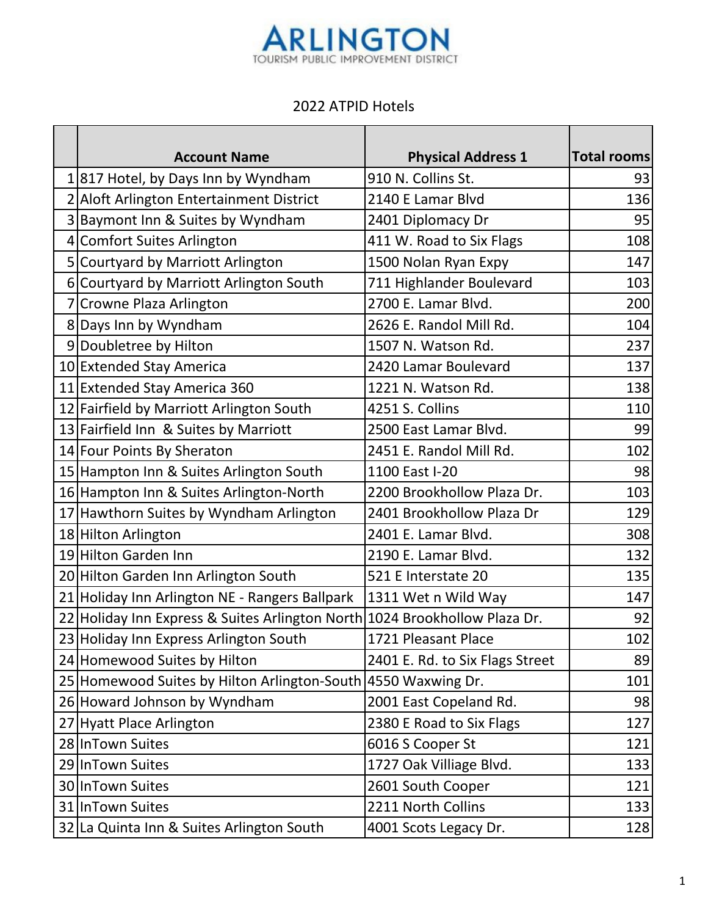# ARLINGTON

TOURISM PUBLIC IMPROVEMENT DISTRICT

2022 ATPID Hotels

| | Account Name | Physical Address 1 | Total rooms |
|---|---|---|---|
| 1 | 817 Hotel, by Days Inn by Wyndham | 910 N. Collins St. | 93 |
| 2 | Aloft Arlington Entertainment District | 2140 E Lamar Blvd | 136 |
| 3 | Baymont Inn & Suites by Wyndham | 2401 Diplomacy Dr | 95 |
| 4 | Comfort Suites Arlington | 411 W. Road to Six Flags | 108 |
| 5 | Courtyard by Marriott Arlington | 1500 Nolan Ryan Expy | 147 |
| 6 | Courtyard by Marriott Arlington South | 711 Highlander Boulevard | 103 |
| 7 | Crowne Plaza Arlington | 2700 E. Lamar Blvd. | 200 |
| 8 | Days Inn by Wyndham | 2626 E. Randol Mill Rd. | 104 |
| 9 | Doubletree by Hilton | 1507 N. Watson Rd. | 237 |
| 10 | Extended Stay America | 2420 Lamar Boulevard | 137 |
| 11 | Extended Stay America 360 | 1221 N. Watson Rd. | 138 |
| 12 | Fairfield by Marriott Arlington South | 4251 S. Collins | 110 |
| 13 | Fairfield Inn & Suites by Marriott | 2500 East Lamar Blvd. | 99 |
| 14 | Four Points By Sheraton | 2451 E. Randol Mill Rd. | 102 |
| 15 | Hampton Inn & Suites Arlington South | 1100 East I-20 | 98 |
| 16 | Hampton Inn & Suites Arlington-North | 2200 Brookhollow Plaza Dr. | 103 |
| 17 | Hawthorn Suites by Wyndham Arlington | 2401 Brookhollow Plaza Dr | 129 |
| 18 | Hilton Arlington | 2401 E. Lamar Blvd. | 308 |
| 19 | Hilton Garden Inn | 2190 E. Lamar Blvd. | 132 |
| 20 | Hilton Garden Inn Arlington South | 521 E Interstate 20 | 135 |
| 21 | Holiday Inn Arlington NE - Rangers Ballpark | 1311 Wet n Wild Way | 147 |
| 22 | Holiday Inn Express & Suites Arlington North | 1024 Brookhollow Plaza Dr. | 92 |
| 23 | Holiday Inn Express Arlington South | 1721 Pleasant Place | 102 |
| 24 | Homewood Suites by Hilton | 2401 E. Rd. to Six Flags Street | 89 |
| 25 | Homewood Suites by Hilton Arlington-South | 4550 Waxwing Dr. | 101 |
| 26 | Howard Johnson by Wyndham | 2001 East Copeland Rd. | 98 |
| 27 | Hyatt Place Arlington | 2380 E Road to Six Flags | 127 |
| 28 | InTown Suites | 6016 S Cooper St | 121 |
| 29 | InTown Suites | 1727 Oak Villiage Blvd. | 133 |
| 30 | InTown Suites | 2601 South Cooper | 121 |
| 31 | InTown Suites | 2211 North Collins | 133 |
| 32 | La Quinta Inn & Suites Arlington South | 4001 Scots Legacy Dr. | 128 |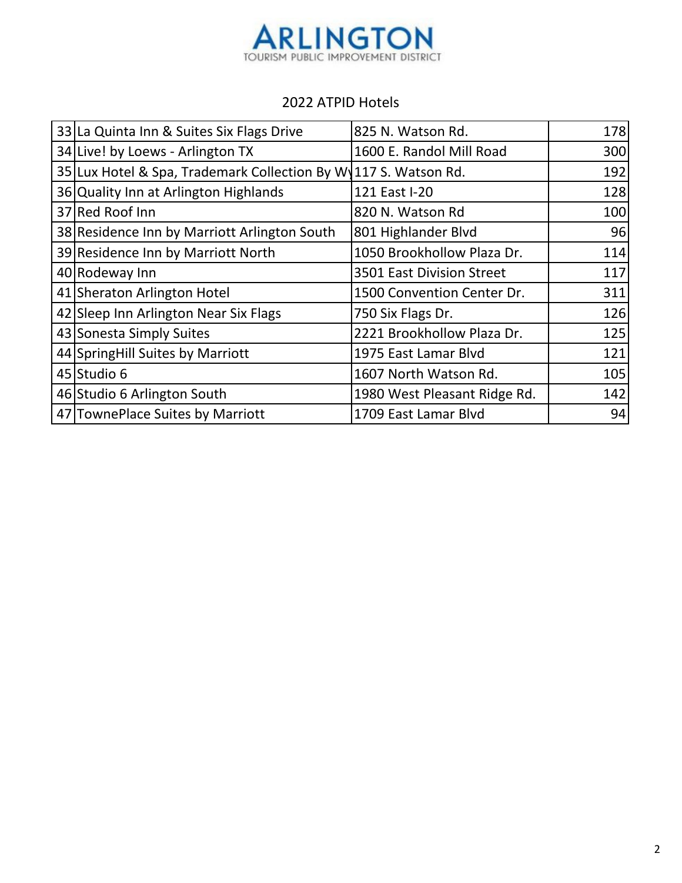ARLINGTON
TOURISM PUBLIC IMPROVEMENT DISTRICT

2022 ATPID Hotels

| | | | |
|---|---|---|---|
| 33 | La Quinta Inn & Suites Six Flags Drive | 825 N. Watson Rd. | 178 |
| 34 | Live! by Loews - Arlington TX | 1600 E. Randol Mill Road | 300 |
| 35 | Lux Hotel & Spa, Trademark Collection By Wy | 117 S. Watson Rd. | 192 |
| 36 | Quality Inn at Arlington Highlands | 121 East I-20 | 128 |
| 37 | Red Roof Inn | 820 N. Watson Rd | 100 |
| 38 | Residence Inn by Marriott Arlington South | 801 Highlander Blvd | 96 |
| 39 | Residence Inn by Marriott North | 1050 Brookhollow Plaza Dr. | 114 |
| 40 | Rodeway Inn | 3501 East Division Street | 117 |
| 41 | Sheraton Arlington Hotel | 1500 Convention Center Dr. | 311 |
| 42 | Sleep Inn Arlington Near Six Flags | 750 Six Flags Dr. | 126 |
| 43 | Sonesta Simply Suites | 2221 Brookhollow Plaza Dr. | 125 |
| 44 | SpringHill Suites by Marriott | 1975 East Lamar Blvd | 121 |
| 45 | Studio 6 | 1607 North Watson Rd. | 105 |
| 46 | Studio 6 Arlington South | 1980 West Pleasant Ridge Rd. | 142 |
| 47 | TownePlace Suites by Marriott | 1709 East Lamar Blvd | 94 |